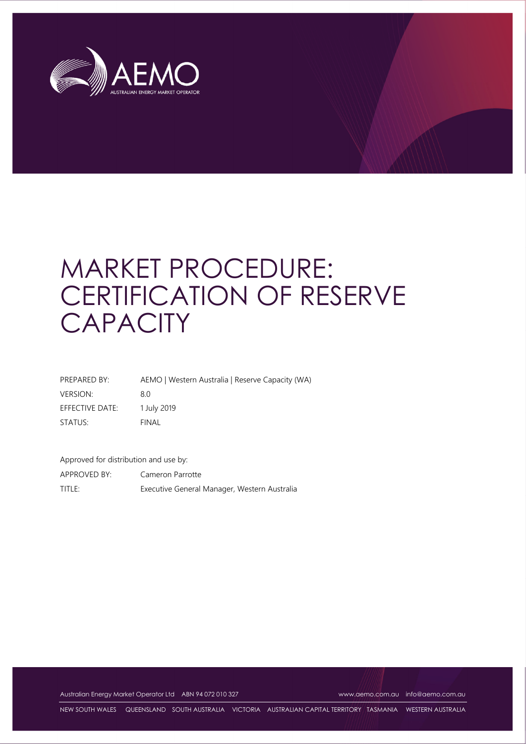# MARKET PROCEDURE: CERTIFICATION OF RESERVE CAPACITY

| | |
|---|---|
| PREPARED BY: | AEMO \| Western Australia \| Reserve Capacity (WA) |
| VERSION: | 8.0 |
| EFFECTIVE DATE: | 1 July 2019 |
| STATUS: | FINAL |

Approved for distribution and use by:

| | |
|---|---|
| APPROVED BY: | Cameron Parrotte |
| TITLE: | Executive General Manager, Western Australia |

Australian Energy Market Operator Ltd ABN 94 072 010 327 www.aemo.com.au info@aemo.com.au

NEW SOUTH WALES QUEENSLAND SOUTH AUSTRALIA VICTORIA AUSTRALIAN CAPITAL TERRITORY TASMANIA WESTERN AUSTRALIA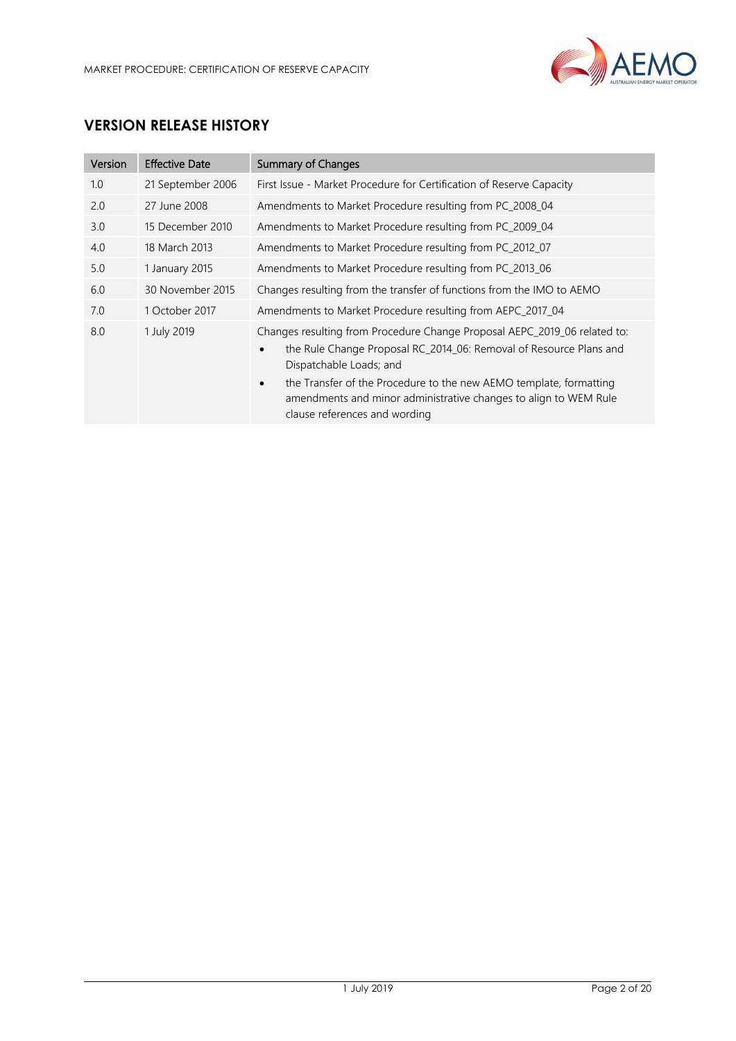## VERSION RELEASE HISTORY

| Version | Effective Date | Summary of Changes |
|---|---|---|
| 1.0 | 21 September 2006 | First Issue - Market Procedure for Certification of Reserve Capacity |
| 2.0 | 27 June 2008 | Amendments to Market Procedure resulting from PC_2008_04 |
| 3.0 | 15 December 2010 | Amendments to Market Procedure resulting from PC_2009_04 |
| 4.0 | 18 March 2013 | Amendments to Market Procedure resulting from PC_2012_07 |
| 5.0 | 1 January 2015 | Amendments to Market Procedure resulting from PC_2013_06 |
| 6.0 | 30 November 2015 | Changes resulting from the transfer of functions from the IMO to AEMO |
| 7.0 | 1 October 2017 | Amendments to Market Procedure resulting from AEPC_2017_04 |
| 8.0 | 1 July 2019 | Changes resulting from Procedure Change Proposal AEPC_2019_06 related to: <br>• the Rule Change Proposal RC_2014_06: Removal of Resource Plans and Dispatchable Loads; and <br>• the Transfer of the Procedure to the new AEMO template, formatting amendments and minor administrative changes to align to WEM Rule clause references and wording |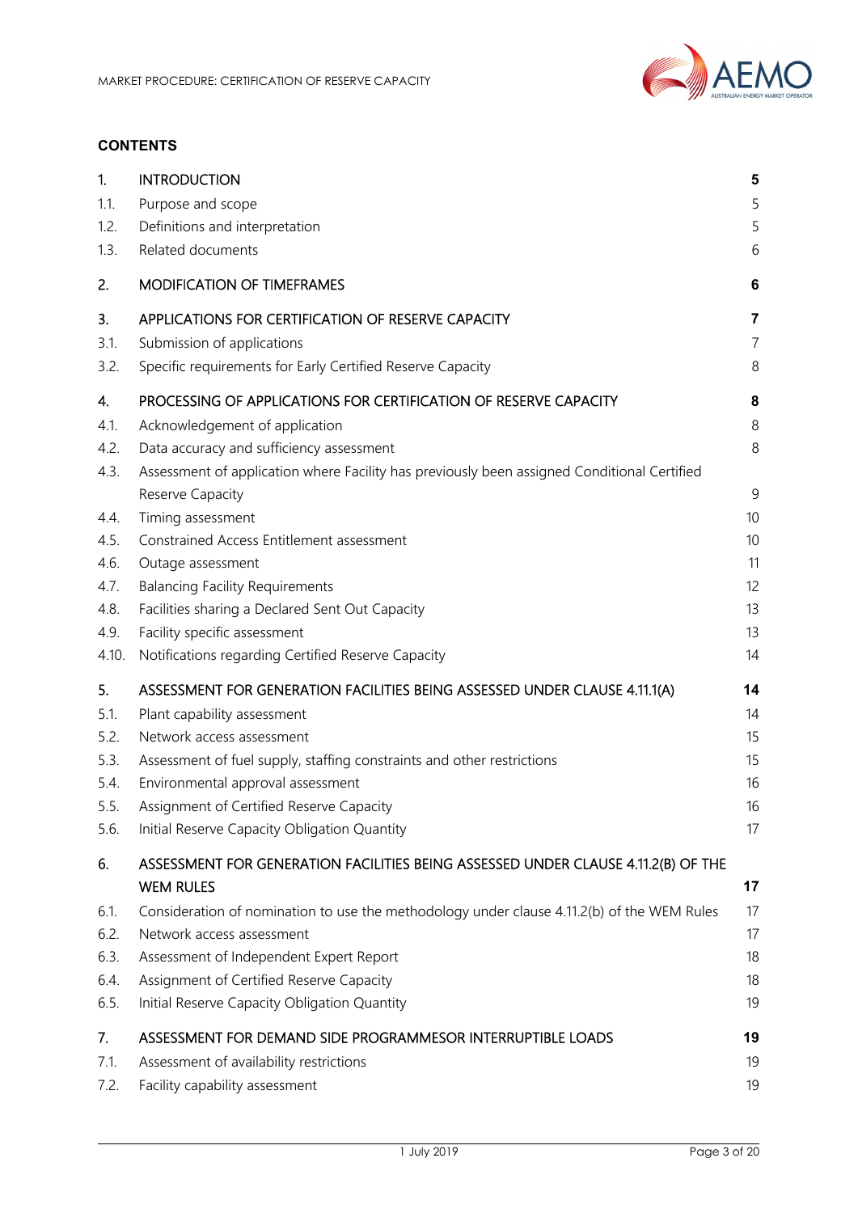## CONTENTS

| | | |
|---|---|---|
| 1. | INTRODUCTION | **5** |
| 1.1. | Purpose and scope | 5 |
| 1.2. | Definitions and interpretation | 5 |
| 1.3. | Related documents | 6 |
| 2. | MODIFICATION OF TIMEFRAMES | **6** |
| 3. | APPLICATIONS FOR CERTIFICATION OF RESERVE CAPACITY | **7** |
| 3.1. | Submission of applications | 7 |
| 3.2. | Specific requirements for Early Certified Reserve Capacity | 8 |
| 4. | PROCESSING OF APPLICATIONS FOR CERTIFICATION OF RESERVE CAPACITY | **8** |
| 4.1. | Acknowledgement of application | 8 |
| 4.2. | Data accuracy and sufficiency assessment | 8 |
| 4.3. | Assessment of application where Facility has previously been assigned Conditional Certified Reserve Capacity | 9 |
| 4.4. | Timing assessment | 10 |
| 4.5. | Constrained Access Entitlement assessment | 10 |
| 4.6. | Outage assessment | 11 |
| 4.7. | Balancing Facility Requirements | 12 |
| 4.8. | Facilities sharing a Declared Sent Out Capacity | 13 |
| 4.9. | Facility specific assessment | 13 |
| 4.10. | Notifications regarding Certified Reserve Capacity | 14 |
| 5. | ASSESSMENT FOR GENERATION FACILITIES BEING ASSESSED UNDER CLAUSE 4.11.1(A) | **14** |
| 5.1. | Plant capability assessment | 14 |
| 5.2. | Network access assessment | 15 |
| 5.3. | Assessment of fuel supply, staffing constraints and other restrictions | 15 |
| 5.4. | Environmental approval assessment | 16 |
| 5.5. | Assignment of Certified Reserve Capacity | 16 |
| 5.6. | Initial Reserve Capacity Obligation Quantity | 17 |
| 6. | ASSESSMENT FOR GENERATION FACILITIES BEING ASSESSED UNDER CLAUSE 4.11.2(B) OF THE WEM RULES | **17** |
| 6.1. | Consideration of nomination to use the methodology under clause 4.11.2(b) of the WEM Rules | 17 |
| 6.2. | Network access assessment | 17 |
| 6.3. | Assessment of Independent Expert Report | 18 |
| 6.4. | Assignment of Certified Reserve Capacity | 18 |
| 6.5. | Initial Reserve Capacity Obligation Quantity | 19 |
| 7. | ASSESSMENT FOR DEMAND SIDE PROGRAMMESOR INTERRUPTIBLE LOADS | **19** |
| 7.1. | Assessment of availability restrictions | 19 |
| 7.2. | Facility capability assessment | 19 |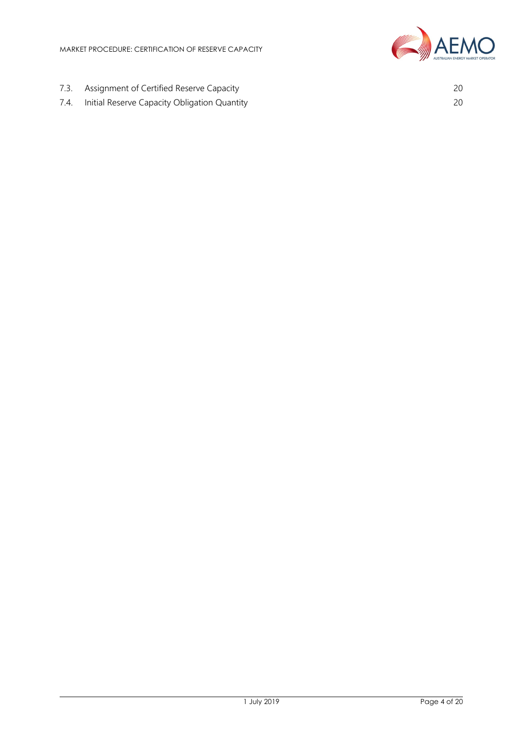| | | |
|---|---|---|
| 7.3. | Assignment of Certified Reserve Capacity | 20 |
| 7.4. | Initial Reserve Capacity Obligation Quantity | 20 |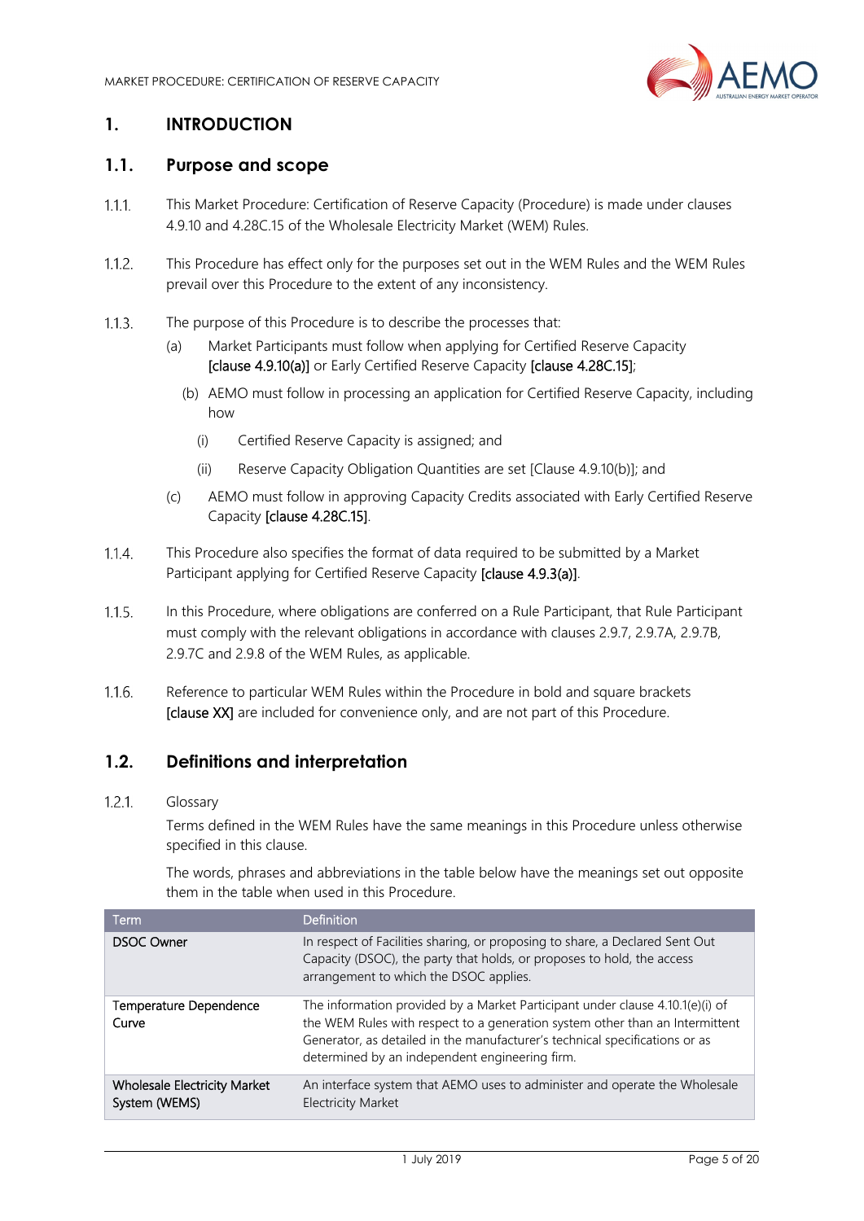# 1. INTRODUCTION

## 1.1. Purpose and scope

1.1.1. This Market Procedure: Certification of Reserve Capacity (Procedure) is made under clauses 4.9.10 and 4.28C.15 of the Wholesale Electricity Market (WEM) Rules.

1.1.2. This Procedure has effect only for the purposes set out in the WEM Rules and the WEM Rules prevail over this Procedure to the extent of any inconsistency.

1.1.3. The purpose of this Procedure is to describe the processes that:

(a) Market Participants must follow when applying for Certified Reserve Capacity **[clause 4.9.10(a)]** or Early Certified Reserve Capacity **[clause 4.28C.15]**;

(b) AEMO must follow in processing an application for Certified Reserve Capacity, including how

(i) Certified Reserve Capacity is assigned; and

(ii) Reserve Capacity Obligation Quantities are set [Clause 4.9.10(b)]; and

(c) AEMO must follow in approving Capacity Credits associated with Early Certified Reserve Capacity **[clause 4.28C.15]**.

1.1.4. This Procedure also specifies the format of data required to be submitted by a Market Participant applying for Certified Reserve Capacity **[clause 4.9.3(a)]**.

1.1.5. In this Procedure, where obligations are conferred on a Rule Participant, that Rule Participant must comply with the relevant obligations in accordance with clauses 2.9.7, 2.9.7A, 2.9.7B, 2.9.7C and 2.9.8 of the WEM Rules, as applicable.

1.1.6. Reference to particular WEM Rules within the Procedure in bold and square brackets **[clause XX]** are included for convenience only, and are not part of this Procedure.

## 1.2. Definitions and interpretation

1.2.1. Glossary

Terms defined in the WEM Rules have the same meanings in this Procedure unless otherwise specified in this clause.

The words, phrases and abbreviations in the table below have the meanings set out opposite them in the table when used in this Procedure.

| Term | Definition |
|---|---|
| DSOC Owner | In respect of Facilities sharing, or proposing to share, a Declared Sent Out Capacity (DSOC), the party that holds, or proposes to hold, the access arrangement to which the DSOC applies. |
| Temperature Dependence Curve | The information provided by a Market Participant under clause 4.10.1(e)(i) of the WEM Rules with respect to a generation system other than an Intermittent Generator, as detailed in the manufacturer's technical specifications or as determined by an independent engineering firm. |
| Wholesale Electricity Market System (WEMS) | An interface system that AEMO uses to administer and operate the Wholesale Electricity Market |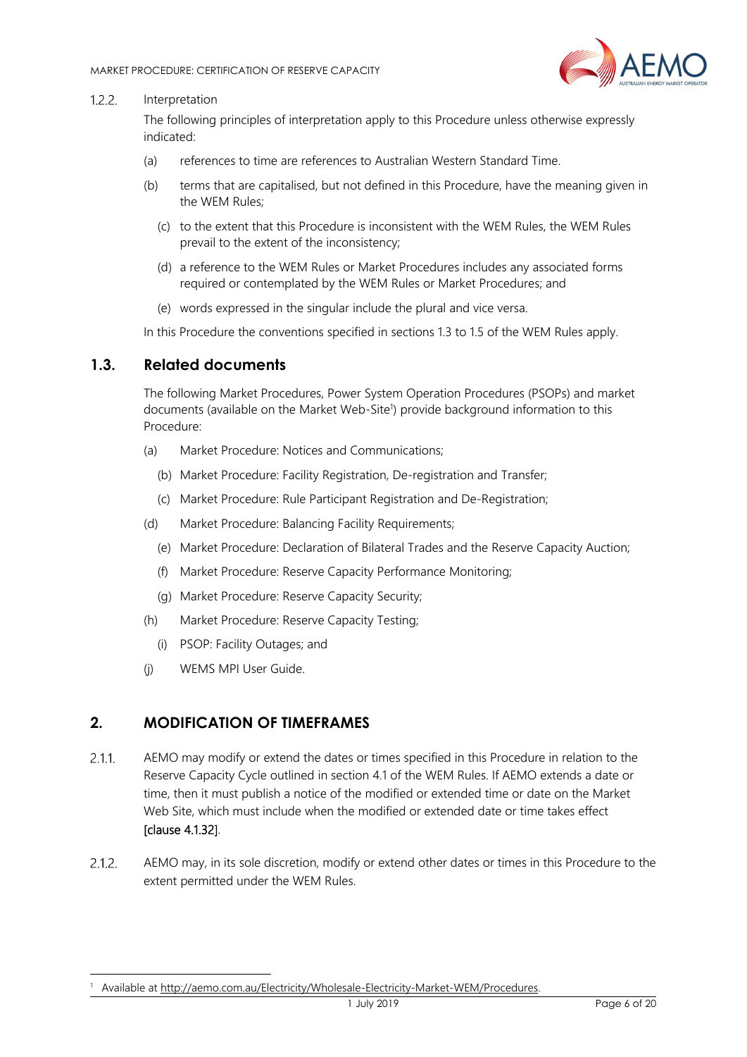### 1.2.2. Interpretation

The following principles of interpretation apply to this Procedure unless otherwise expressly indicated:

(a) references to time are references to Australian Western Standard Time.

(b) terms that are capitalised, but not defined in this Procedure, have the meaning given in the WEM Rules;

(c) to the extent that this Procedure is inconsistent with the WEM Rules, the WEM Rules prevail to the extent of the inconsistency;

(d) a reference to the WEM Rules or Market Procedures includes any associated forms required or contemplated by the WEM Rules or Market Procedures; and

(e) words expressed in the singular include the plural and vice versa.

In this Procedure the conventions specified in sections 1.3 to 1.5 of the WEM Rules apply.

## 1.3. Related documents

The following Market Procedures, Power System Operation Procedures (PSOPs) and market documents (available on the Market Web-Site[1]) provide background information to this Procedure:

(a) Market Procedure: Notices and Communications;

(b) Market Procedure: Facility Registration, De-registration and Transfer;

(c) Market Procedure: Rule Participant Registration and De-Registration;

(d) Market Procedure: Balancing Facility Requirements;

(e) Market Procedure: Declaration of Bilateral Trades and the Reserve Capacity Auction;

(f) Market Procedure: Reserve Capacity Performance Monitoring;

(g) Market Procedure: Reserve Capacity Security;

(h) Market Procedure: Reserve Capacity Testing;

(i) PSOP: Facility Outages; and

(j) WEMS MPI User Guide.

# 2. MODIFICATION OF TIMEFRAMES

2.1.1. AEMO may modify or extend the dates or times specified in this Procedure in relation to the Reserve Capacity Cycle outlined in section 4.1 of the WEM Rules. If AEMO extends a date or time, then it must publish a notice of the modified or extended time or date on the Market Web Site, which must include when the modified or extended date or time takes effect [clause 4.1.32].

2.1.2. AEMO may, in its sole discretion, modify or extend other dates or times in this Procedure to the extent permitted under the WEM Rules.

[1] Available at http://aemo.com.au/Electricity/Wholesale-Electricity-Market-WEM/Procedures.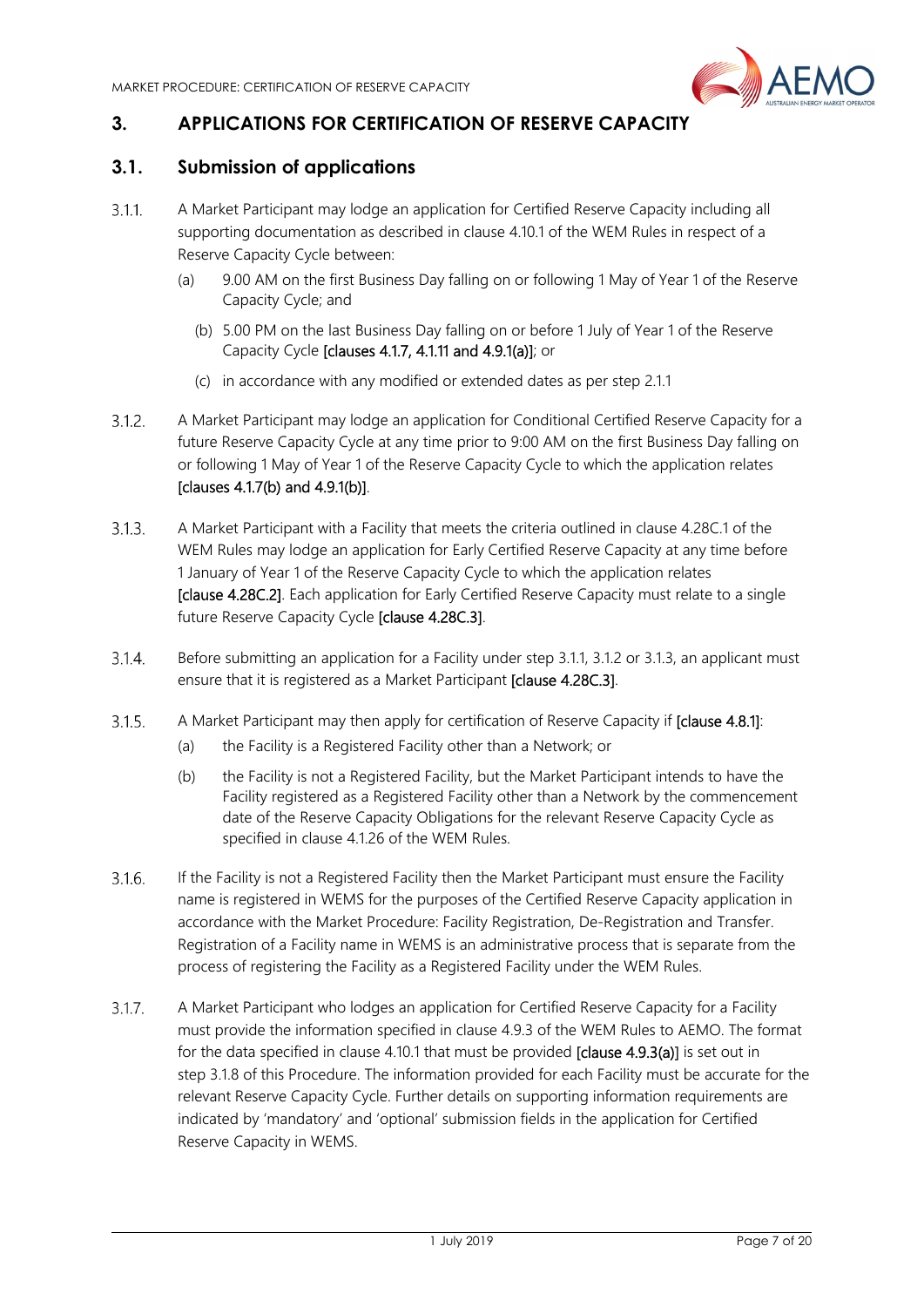# 3. APPLICATIONS FOR CERTIFICATION OF RESERVE CAPACITY

## 3.1. Submission of applications

3.1.1. A Market Participant may lodge an application for Certified Reserve Capacity including all supporting documentation as described in clause 4.10.1 of the WEM Rules in respect of a Reserve Capacity Cycle between:

(a) 9.00 AM on the first Business Day falling on or following 1 May of Year 1 of the Reserve Capacity Cycle; and

(b) 5.00 PM on the last Business Day falling on or before 1 July of Year 1 of the Reserve Capacity Cycle [clauses 4.1.7, 4.1.11 and 4.9.1(a)]; or

(c) in accordance with any modified or extended dates as per step 2.1.1

3.1.2. A Market Participant may lodge an application for Conditional Certified Reserve Capacity for a future Reserve Capacity Cycle at any time prior to 9:00 AM on the first Business Day falling on or following 1 May of Year 1 of the Reserve Capacity Cycle to which the application relates [clauses 4.1.7(b) and 4.9.1(b)].

3.1.3. A Market Participant with a Facility that meets the criteria outlined in clause 4.28C.1 of the WEM Rules may lodge an application for Early Certified Reserve Capacity at any time before 1 January of Year 1 of the Reserve Capacity Cycle to which the application relates [clause 4.28C.2]. Each application for Early Certified Reserve Capacity must relate to a single future Reserve Capacity Cycle [clause 4.28C.3].

3.1.4. Before submitting an application for a Facility under step 3.1.1, 3.1.2 or 3.1.3, an applicant must ensure that it is registered as a Market Participant [clause 4.28C.3].

3.1.5. A Market Participant may then apply for certification of Reserve Capacity if [clause 4.8.1]:

(a) the Facility is a Registered Facility other than a Network; or

(b) the Facility is not a Registered Facility, but the Market Participant intends to have the Facility registered as a Registered Facility other than a Network by the commencement date of the Reserve Capacity Obligations for the relevant Reserve Capacity Cycle as specified in clause 4.1.26 of the WEM Rules.

3.1.6. If the Facility is not a Registered Facility then the Market Participant must ensure the Facility name is registered in WEMS for the purposes of the Certified Reserve Capacity application in accordance with the Market Procedure: Facility Registration, De-Registration and Transfer. Registration of a Facility name in WEMS is an administrative process that is separate from the process of registering the Facility as a Registered Facility under the WEM Rules.

3.1.7. A Market Participant who lodges an application for Certified Reserve Capacity for a Facility must provide the information specified in clause 4.9.3 of the WEM Rules to AEMO. The format for the data specified in clause 4.10.1 that must be provided [clause 4.9.3(a)] is set out in step 3.1.8 of this Procedure. The information provided for each Facility must be accurate for the relevant Reserve Capacity Cycle. Further details on supporting information requirements are indicated by 'mandatory' and 'optional' submission fields in the application for Certified Reserve Capacity in WEMS.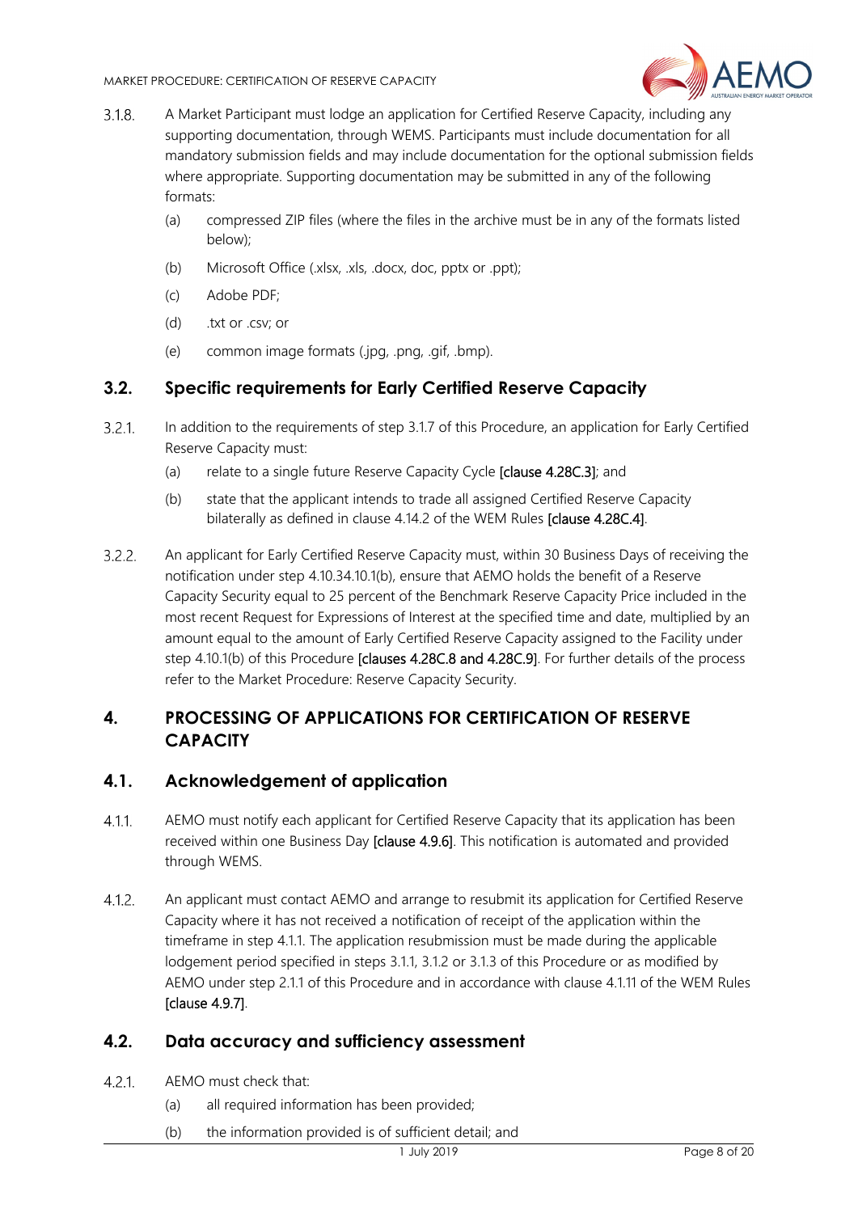3.1.8. A Market Participant must lodge an application for Certified Reserve Capacity, including any supporting documentation, through WEMS. Participants must include documentation for all mandatory submission fields and may include documentation for the optional submission fields where appropriate. Supporting documentation may be submitted in any of the following formats:

(a) compressed ZIP files (where the files in the archive must be in any of the formats listed below);

(b) Microsoft Office (.xlsx, .xls, .docx, doc, pptx or .ppt);

(c) Adobe PDF;

(d) .txt or .csv; or

(e) common image formats (.jpg, .png, .gif, .bmp).

## 3.2. Specific requirements for Early Certified Reserve Capacity

3.2.1. In addition to the requirements of step 3.1.7 of this Procedure, an application for Early Certified Reserve Capacity must:

(a) relate to a single future Reserve Capacity Cycle **[clause 4.28C.3]**; and

(b) state that the applicant intends to trade all assigned Certified Reserve Capacity bilaterally as defined in clause 4.14.2 of the WEM Rules **[clause 4.28C.4]**.

3.2.2. An applicant for Early Certified Reserve Capacity must, within 30 Business Days of receiving the notification under step 4.10.34.10.1(b), ensure that AEMO holds the benefit of a Reserve Capacity Security equal to 25 percent of the Benchmark Reserve Capacity Price included in the most recent Request for Expressions of Interest at the specified time and date, multiplied by an amount equal to the amount of Early Certified Reserve Capacity assigned to the Facility under step 4.10.1(b) of this Procedure **[clauses 4.28C.8 and 4.28C.9]**. For further details of the process refer to the Market Procedure: Reserve Capacity Security.

# 4. PROCESSING OF APPLICATIONS FOR CERTIFICATION OF RESERVE CAPACITY

## 4.1. Acknowledgement of application

4.1.1. AEMO must notify each applicant for Certified Reserve Capacity that its application has been received within one Business Day **[clause 4.9.6]**. This notification is automated and provided through WEMS.

4.1.2. An applicant must contact AEMO and arrange to resubmit its application for Certified Reserve Capacity where it has not received a notification of receipt of the application within the timeframe in step 4.1.1. The application resubmission must be made during the applicable lodgement period specified in steps 3.1.1, 3.1.2 or 3.1.3 of this Procedure or as modified by AEMO under step 2.1.1 of this Procedure and in accordance with clause 4.1.11 of the WEM Rules **[clause 4.9.7]**.

## 4.2. Data accuracy and sufficiency assessment

4.2.1. AEMO must check that:

(a) all required information has been provided;

(b) the information provided is of sufficient detail; and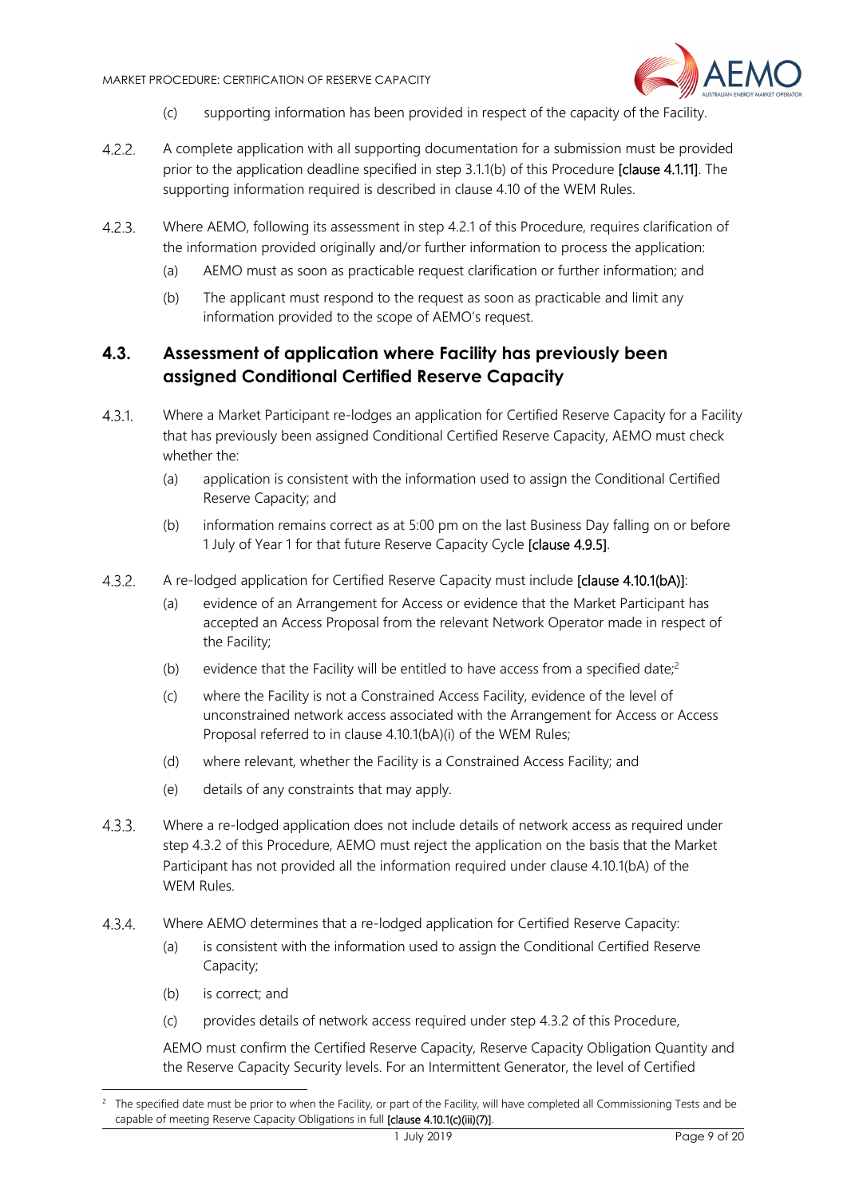(c) supporting information has been provided in respect of the capacity of the Facility.

4.2.2. A complete application with all supporting documentation for a submission must be provided prior to the application deadline specified in step 3.1.1(b) of this Procedure [clause 4.1.11]. The supporting information required is described in clause 4.10 of the WEM Rules.

4.2.3. Where AEMO, following its assessment in step 4.2.1 of this Procedure, requires clarification of the information provided originally and/or further information to process the application:

(a) AEMO must as soon as practicable request clarification or further information; and

(b) The applicant must respond to the request as soon as practicable and limit any information provided to the scope of AEMO's request.

## 4.3. Assessment of application where Facility has previously been assigned Conditional Certified Reserve Capacity

4.3.1. Where a Market Participant re-lodges an application for Certified Reserve Capacity for a Facility that has previously been assigned Conditional Certified Reserve Capacity, AEMO must check whether the:

(a) application is consistent with the information used to assign the Conditional Certified Reserve Capacity; and

(b) information remains correct as at 5:00 pm on the last Business Day falling on or before 1 July of Year 1 for that future Reserve Capacity Cycle [clause 4.9.5].

4.3.2. A re-lodged application for Certified Reserve Capacity must include [clause 4.10.1(bA)]:

(a) evidence of an Arrangement for Access or evidence that the Market Participant has accepted an Access Proposal from the relevant Network Operator made in respect of the Facility;

(b) evidence that the Facility will be entitled to have access from a specified date;[2]

(c) where the Facility is not a Constrained Access Facility, evidence of the level of unconstrained network access associated with the Arrangement for Access or Access Proposal referred to in clause 4.10.1(bA)(i) of the WEM Rules;

(d) where relevant, whether the Facility is a Constrained Access Facility; and

(e) details of any constraints that may apply.

4.3.3. Where a re-lodged application does not include details of network access as required under step 4.3.2 of this Procedure, AEMO must reject the application on the basis that the Market Participant has not provided all the information required under clause 4.10.1(bA) of the WEM Rules.

4.3.4. Where AEMO determines that a re-lodged application for Certified Reserve Capacity:

(a) is consistent with the information used to assign the Conditional Certified Reserve Capacity;

(b) is correct; and

(c) provides details of network access required under step 4.3.2 of this Procedure,

AEMO must confirm the Certified Reserve Capacity, Reserve Capacity Obligation Quantity and the Reserve Capacity Security levels. For an Intermittent Generator, the level of Certified

[2] The specified date must be prior to when the Facility, or part of the Facility, will have completed all Commissioning Tests and be capable of meeting Reserve Capacity Obligations in full [clause 4.10.1(c)(iii)(7)].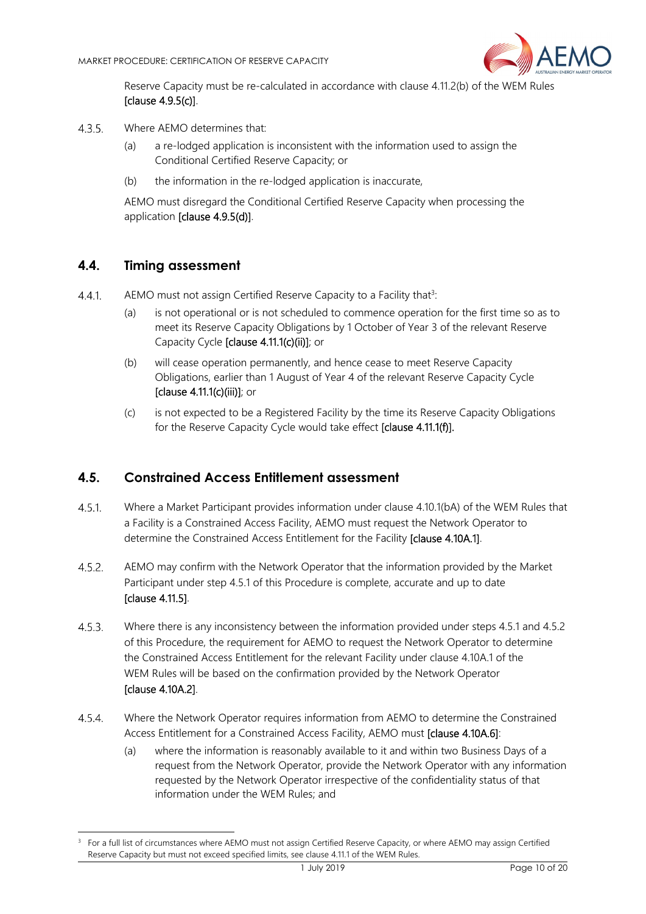Reserve Capacity must be re-calculated in accordance with clause 4.11.2(b) of the WEM Rules [clause 4.9.5(c)].

4.3.5. Where AEMO determines that:

(a) a re-lodged application is inconsistent with the information used to assign the Conditional Certified Reserve Capacity; or

(b) the information in the re-lodged application is inaccurate,

AEMO must disregard the Conditional Certified Reserve Capacity when processing the application [clause 4.9.5(d)].

## 4.4. Timing assessment

4.4.1. AEMO must not assign Certified Reserve Capacity to a Facility that[3]:

(a) is not operational or is not scheduled to commence operation for the first time so as to meet its Reserve Capacity Obligations by 1 October of Year 3 of the relevant Reserve Capacity Cycle [clause 4.11.1(c)(ii)]; or

(b) will cease operation permanently, and hence cease to meet Reserve Capacity Obligations, earlier than 1 August of Year 4 of the relevant Reserve Capacity Cycle [clause 4.11.1(c)(iii)]; or

(c) is not expected to be a Registered Facility by the time its Reserve Capacity Obligations for the Reserve Capacity Cycle would take effect [clause 4.11.1(f)].

## 4.5. Constrained Access Entitlement assessment

4.5.1. Where a Market Participant provides information under clause 4.10.1(bA) of the WEM Rules that a Facility is a Constrained Access Facility, AEMO must request the Network Operator to determine the Constrained Access Entitlement for the Facility [clause 4.10A.1].

4.5.2. AEMO may confirm with the Network Operator that the information provided by the Market Participant under step 4.5.1 of this Procedure is complete, accurate and up to date [clause 4.11.5].

4.5.3. Where there is any inconsistency between the information provided under steps 4.5.1 and 4.5.2 of this Procedure, the requirement for AEMO to request the Network Operator to determine the Constrained Access Entitlement for the relevant Facility under clause 4.10A.1 of the WEM Rules will be based on the confirmation provided by the Network Operator [clause 4.10A.2].

4.5.4. Where the Network Operator requires information from AEMO to determine the Constrained Access Entitlement for a Constrained Access Facility, AEMO must [clause 4.10A.6]:

(a) where the information is reasonably available to it and within two Business Days of a request from the Network Operator, provide the Network Operator with any information requested by the Network Operator irrespective of the confidentiality status of that information under the WEM Rules; and

---

[3] For a full list of circumstances where AEMO must not assign Certified Reserve Capacity, or where AEMO may assign Certified Reserve Capacity but must not exceed specified limits, see clause 4.11.1 of the WEM Rules.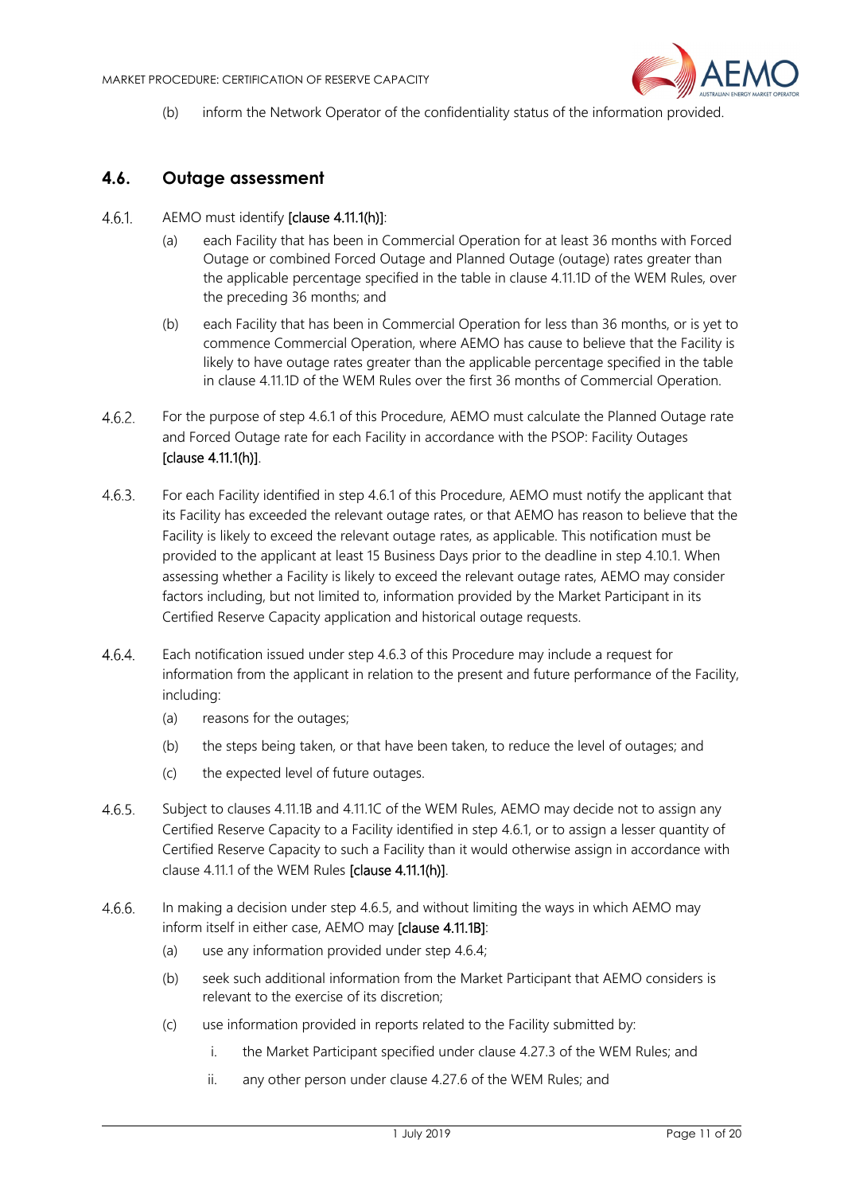(b) inform the Network Operator of the confidentiality status of the information provided.

## 4.6. Outage assessment

4.6.1. AEMO must identify **[clause 4.11.1(h)]**:

(a) each Facility that has been in Commercial Operation for at least 36 months with Forced Outage or combined Forced Outage and Planned Outage (outage) rates greater than the applicable percentage specified in the table in clause 4.11.1D of the WEM Rules, over the preceding 36 months; and

(b) each Facility that has been in Commercial Operation for less than 36 months, or is yet to commence Commercial Operation, where AEMO has cause to believe that the Facility is likely to have outage rates greater than the applicable percentage specified in the table in clause 4.11.1D of the WEM Rules over the first 36 months of Commercial Operation.

4.6.2. For the purpose of step 4.6.1 of this Procedure, AEMO must calculate the Planned Outage rate and Forced Outage rate for each Facility in accordance with the PSOP: Facility Outages **[clause 4.11.1(h)]**.

4.6.3. For each Facility identified in step 4.6.1 of this Procedure, AEMO must notify the applicant that its Facility has exceeded the relevant outage rates, or that AEMO has reason to believe that the Facility is likely to exceed the relevant outage rates, as applicable. This notification must be provided to the applicant at least 15 Business Days prior to the deadline in step 4.10.1. When assessing whether a Facility is likely to exceed the relevant outage rates, AEMO may consider factors including, but not limited to, information provided by the Market Participant in its Certified Reserve Capacity application and historical outage requests.

4.6.4. Each notification issued under step 4.6.3 of this Procedure may include a request for information from the applicant in relation to the present and future performance of the Facility, including:

(a) reasons for the outages;

(b) the steps being taken, or that have been taken, to reduce the level of outages; and

(c) the expected level of future outages.

4.6.5. Subject to clauses 4.11.1B and 4.11.1C of the WEM Rules, AEMO may decide not to assign any Certified Reserve Capacity to a Facility identified in step 4.6.1, or to assign a lesser quantity of Certified Reserve Capacity to such a Facility than it would otherwise assign in accordance with clause 4.11.1 of the WEM Rules **[clause 4.11.1(h)]**.

4.6.6. In making a decision under step 4.6.5, and without limiting the ways in which AEMO may inform itself in either case, AEMO may **[clause 4.11.1B]**:

(a) use any information provided under step 4.6.4;

(b) seek such additional information from the Market Participant that AEMO considers is relevant to the exercise of its discretion;

(c) use information provided in reports related to the Facility submitted by:

i. the Market Participant specified under clause 4.27.3 of the WEM Rules; and

ii. any other person under clause 4.27.6 of the WEM Rules; and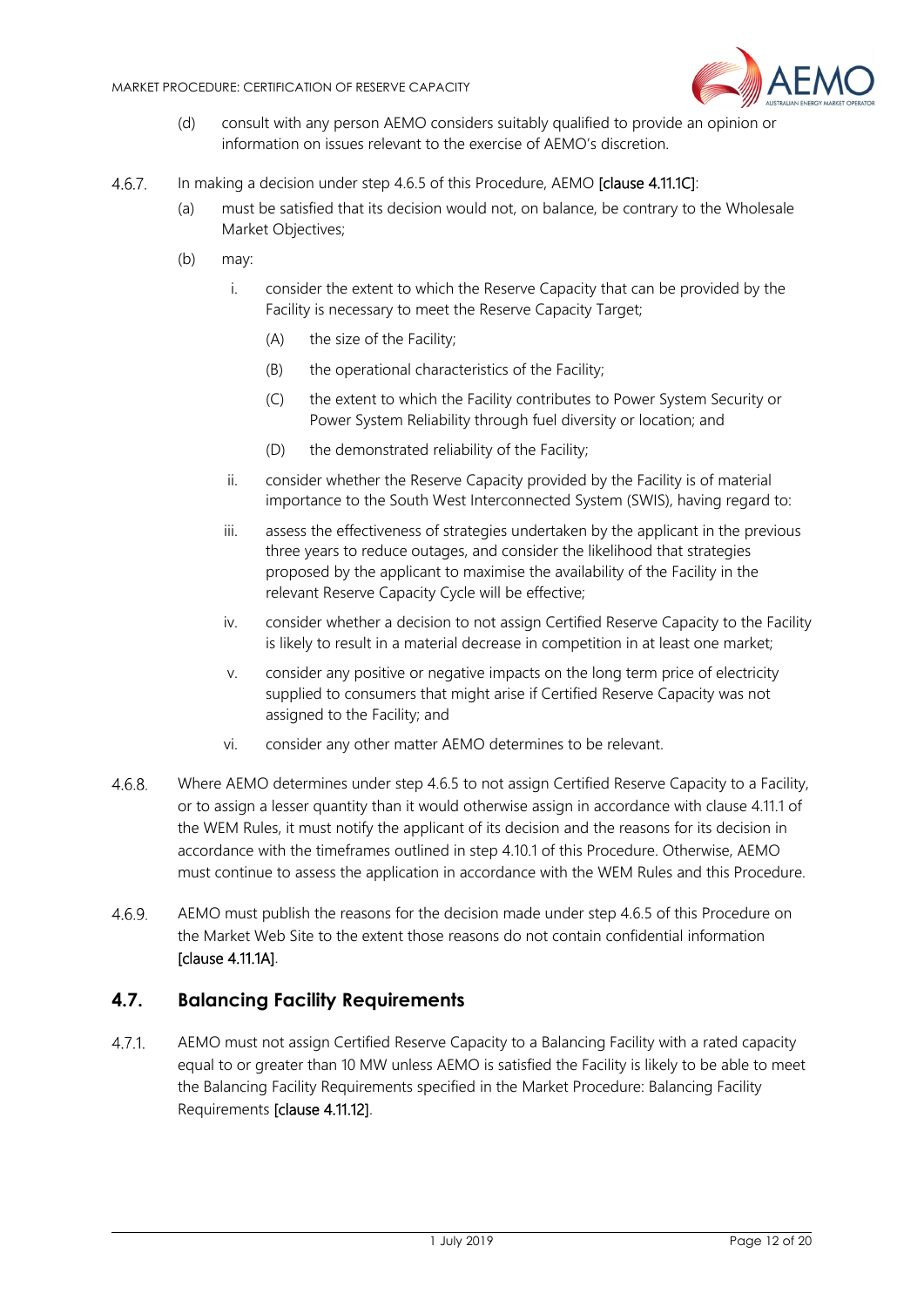(d) consult with any person AEMO considers suitably qualified to provide an opinion or information on issues relevant to the exercise of AEMO's discretion.

4.6.7. In making a decision under step 4.6.5 of this Procedure, AEMO **[clause 4.11.1C]**:

(a) must be satisfied that its decision would not, on balance, be contrary to the Wholesale Market Objectives;

(b) may:

i. consider the extent to which the Reserve Capacity that can be provided by the Facility is necessary to meet the Reserve Capacity Target;

(A) the size of the Facility;

(B) the operational characteristics of the Facility;

(C) the extent to which the Facility contributes to Power System Security or Power System Reliability through fuel diversity or location; and

(D) the demonstrated reliability of the Facility;

ii. consider whether the Reserve Capacity provided by the Facility is of material importance to the South West Interconnected System (SWIS), having regard to:

iii. assess the effectiveness of strategies undertaken by the applicant in the previous three years to reduce outages, and consider the likelihood that strategies proposed by the applicant to maximise the availability of the Facility in the relevant Reserve Capacity Cycle will be effective;

iv. consider whether a decision to not assign Certified Reserve Capacity to the Facility is likely to result in a material decrease in competition in at least one market;

v. consider any positive or negative impacts on the long term price of electricity supplied to consumers that might arise if Certified Reserve Capacity was not assigned to the Facility; and

vi. consider any other matter AEMO determines to be relevant.

4.6.8. Where AEMO determines under step 4.6.5 to not assign Certified Reserve Capacity to a Facility, or to assign a lesser quantity than it would otherwise assign in accordance with clause 4.11.1 of the WEM Rules, it must notify the applicant of its decision and the reasons for its decision in accordance with the timeframes outlined in step 4.10.1 of this Procedure. Otherwise, AEMO must continue to assess the application in accordance with the WEM Rules and this Procedure.

4.6.9. AEMO must publish the reasons for the decision made under step 4.6.5 of this Procedure on the Market Web Site to the extent those reasons do not contain confidential information **[clause 4.11.1A]**.

## 4.7. Balancing Facility Requirements

4.7.1. AEMO must not assign Certified Reserve Capacity to a Balancing Facility with a rated capacity equal to or greater than 10 MW unless AEMO is satisfied the Facility is likely to be able to meet the Balancing Facility Requirements specified in the Market Procedure: Balancing Facility Requirements **[clause 4.11.12]**.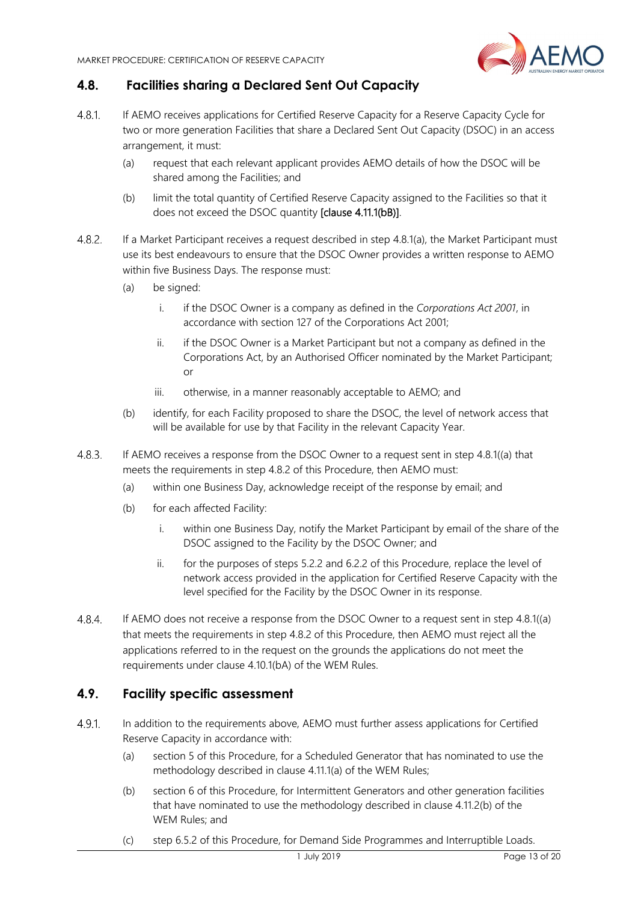## 4.8. Facilities sharing a Declared Sent Out Capacity

4.8.1. If AEMO receives applications for Certified Reserve Capacity for a Reserve Capacity Cycle for two or more generation Facilities that share a Declared Sent Out Capacity (DSOC) in an access arrangement, it must:

(a) request that each relevant applicant provides AEMO details of how the DSOC will be shared among the Facilities; and

(b) limit the total quantity of Certified Reserve Capacity assigned to the Facilities so that it does not exceed the DSOC quantity [clause 4.11.1(bB)].

4.8.2. If a Market Participant receives a request described in step 4.8.1(a), the Market Participant must use its best endeavours to ensure that the DSOC Owner provides a written response to AEMO within five Business Days. The response must:

(a) be signed:

i. if the DSOC Owner is a company as defined in the *Corporations Act 2001*, in accordance with section 127 of the Corporations Act 2001;

ii. if the DSOC Owner is a Market Participant but not a company as defined in the Corporations Act, by an Authorised Officer nominated by the Market Participant; or

iii. otherwise, in a manner reasonably acceptable to AEMO; and

(b) identify, for each Facility proposed to share the DSOC, the level of network access that will be available for use by that Facility in the relevant Capacity Year.

4.8.3. If AEMO receives a response from the DSOC Owner to a request sent in step 4.8.1((a) that meets the requirements in step 4.8.2 of this Procedure, then AEMO must:

(a) within one Business Day, acknowledge receipt of the response by email; and

(b) for each affected Facility:

i. within one Business Day, notify the Market Participant by email of the share of the DSOC assigned to the Facility by the DSOC Owner; and

ii. for the purposes of steps 5.2.2 and 6.2.2 of this Procedure, replace the level of network access provided in the application for Certified Reserve Capacity with the level specified for the Facility by the DSOC Owner in its response.

4.8.4. If AEMO does not receive a response from the DSOC Owner to a request sent in step 4.8.1((a) that meets the requirements in step 4.8.2 of this Procedure, then AEMO must reject all the applications referred to in the request on the grounds the applications do not meet the requirements under clause 4.10.1(bA) of the WEM Rules.

## 4.9. Facility specific assessment

4.9.1. In addition to the requirements above, AEMO must further assess applications for Certified Reserve Capacity in accordance with:

(a) section 5 of this Procedure, for a Scheduled Generator that has nominated to use the methodology described in clause 4.11.1(a) of the WEM Rules;

(b) section 6 of this Procedure, for Intermittent Generators and other generation facilities that have nominated to use the methodology described in clause 4.11.2(b) of the WEM Rules; and

(c) step 6.5.2 of this Procedure, for Demand Side Programmes and Interruptible Loads.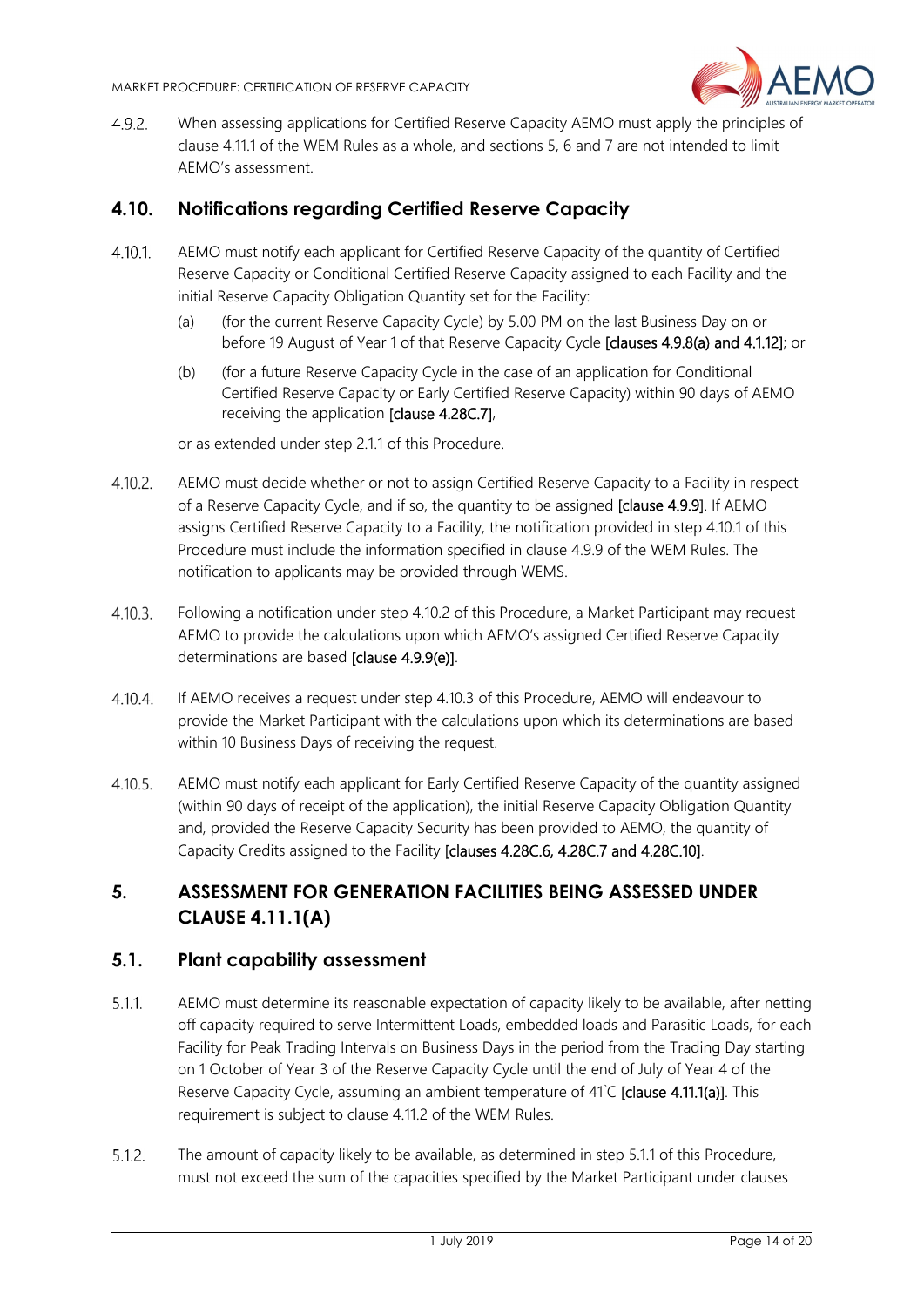4.9.2. When assessing applications for Certified Reserve Capacity AEMO must apply the principles of clause 4.11.1 of the WEM Rules as a whole, and sections 5, 6 and 7 are not intended to limit AEMO's assessment.

## 4.10. Notifications regarding Certified Reserve Capacity

4.10.1. AEMO must notify each applicant for Certified Reserve Capacity of the quantity of Certified Reserve Capacity or Conditional Certified Reserve Capacity assigned to each Facility and the initial Reserve Capacity Obligation Quantity set for the Facility:

(a) (for the current Reserve Capacity Cycle) by 5.00 PM on the last Business Day on or before 19 August of Year 1 of that Reserve Capacity Cycle **[clauses 4.9.8(a) and 4.1.12]**; or

(b) (for a future Reserve Capacity Cycle in the case of an application for Conditional Certified Reserve Capacity or Early Certified Reserve Capacity) within 90 days of AEMO receiving the application **[clause 4.28C.7]**,

or as extended under step 2.1.1 of this Procedure.

4.10.2. AEMO must decide whether or not to assign Certified Reserve Capacity to a Facility in respect of a Reserve Capacity Cycle, and if so, the quantity to be assigned **[clause 4.9.9]**. If AEMO assigns Certified Reserve Capacity to a Facility, the notification provided in step 4.10.1 of this Procedure must include the information specified in clause 4.9.9 of the WEM Rules. The notification to applicants may be provided through WEMS.

4.10.3. Following a notification under step 4.10.2 of this Procedure, a Market Participant may request AEMO to provide the calculations upon which AEMO's assigned Certified Reserve Capacity determinations are based **[clause 4.9.9(e)]**.

4.10.4. If AEMO receives a request under step 4.10.3 of this Procedure, AEMO will endeavour to provide the Market Participant with the calculations upon which its determinations are based within 10 Business Days of receiving the request.

4.10.5. AEMO must notify each applicant for Early Certified Reserve Capacity of the quantity assigned (within 90 days of receipt of the application), the initial Reserve Capacity Obligation Quantity and, provided the Reserve Capacity Security has been provided to AEMO, the quantity of Capacity Credits assigned to the Facility **[clauses 4.28C.6, 4.28C.7 and 4.28C.10]**.

# 5. ASSESSMENT FOR GENERATION FACILITIES BEING ASSESSED UNDER CLAUSE 4.11.1(A)

## 5.1. Plant capability assessment

5.1.1. AEMO must determine its reasonable expectation of capacity likely to be available, after netting off capacity required to serve Intermittent Loads, embedded loads and Parasitic Loads, for each Facility for Peak Trading Intervals on Business Days in the period from the Trading Day starting on 1 October of Year 3 of the Reserve Capacity Cycle until the end of July of Year 4 of the Reserve Capacity Cycle, assuming an ambient temperature of 41˚C **[clause 4.11.1(a)]**. This requirement is subject to clause 4.11.2 of the WEM Rules.

5.1.2. The amount of capacity likely to be available, as determined in step 5.1.1 of this Procedure, must not exceed the sum of the capacities specified by the Market Participant under clauses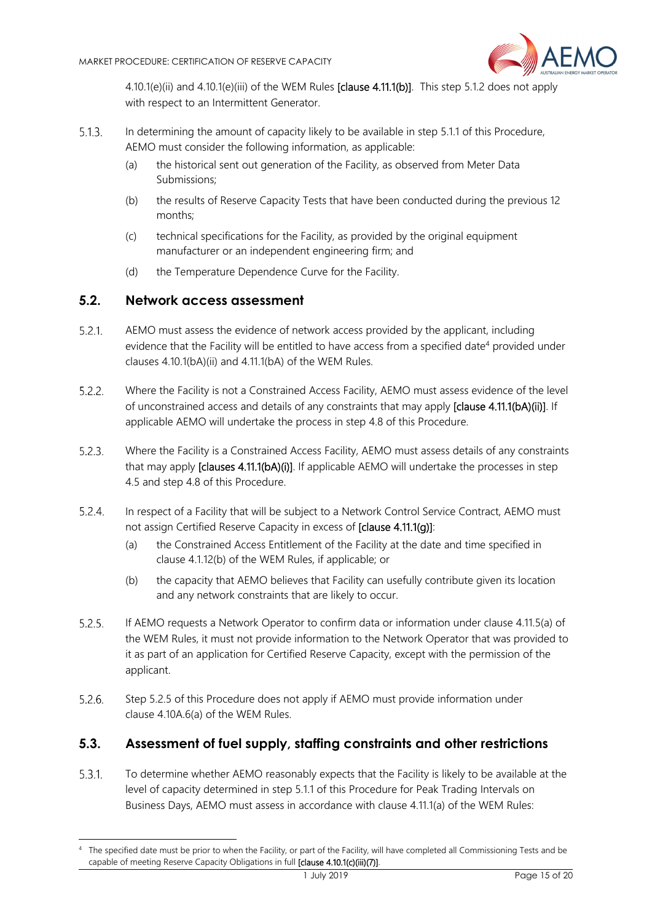4.10.1(e)(ii) and 4.10.1(e)(iii) of the WEM Rules [clause 4.11.1(b)]. This step 5.1.2 does not apply with respect to an Intermittent Generator.

5.1.3. In determining the amount of capacity likely to be available in step 5.1.1 of this Procedure, AEMO must consider the following information, as applicable:

(a) the historical sent out generation of the Facility, as observed from Meter Data Submissions;

(b) the results of Reserve Capacity Tests that have been conducted during the previous 12 months;

(c) technical specifications for the Facility, as provided by the original equipment manufacturer or an independent engineering firm; and

(d) the Temperature Dependence Curve for the Facility.

## 5.2. Network access assessment

5.2.1. AEMO must assess the evidence of network access provided by the applicant, including evidence that the Facility will be entitled to have access from a specified date[4] provided under clauses 4.10.1(bA)(ii) and 4.11.1(bA) of the WEM Rules.

5.2.2. Where the Facility is not a Constrained Access Facility, AEMO must assess evidence of the level of unconstrained access and details of any constraints that may apply [clause 4.11.1(bA)(ii)]. If applicable AEMO will undertake the process in step 4.8 of this Procedure.

5.2.3. Where the Facility is a Constrained Access Facility, AEMO must assess details of any constraints that may apply [clauses 4.11.1(bA)(i)]. If applicable AEMO will undertake the processes in step 4.5 and step 4.8 of this Procedure.

5.2.4. In respect of a Facility that will be subject to a Network Control Service Contract, AEMO must not assign Certified Reserve Capacity in excess of [clause 4.11.1(g)]:

(a) the Constrained Access Entitlement of the Facility at the date and time specified in clause 4.1.12(b) of the WEM Rules, if applicable; or

(b) the capacity that AEMO believes that Facility can usefully contribute given its location and any network constraints that are likely to occur.

5.2.5. If AEMO requests a Network Operator to confirm data or information under clause 4.11.5(a) of the WEM Rules, it must not provide information to the Network Operator that was provided to it as part of an application for Certified Reserve Capacity, except with the permission of the applicant.

5.2.6. Step 5.2.5 of this Procedure does not apply if AEMO must provide information under clause 4.10A.6(a) of the WEM Rules.

## 5.3. Assessment of fuel supply, staffing constraints and other restrictions

5.3.1. To determine whether AEMO reasonably expects that the Facility is likely to be available at the level of capacity determined in step 5.1.1 of this Procedure for Peak Trading Intervals on Business Days, AEMO must assess in accordance with clause 4.11.1(a) of the WEM Rules:

[4] The specified date must be prior to when the Facility, or part of the Facility, will have completed all Commissioning Tests and be capable of meeting Reserve Capacity Obligations in full [clause 4.10.1(c)(iii)(7)].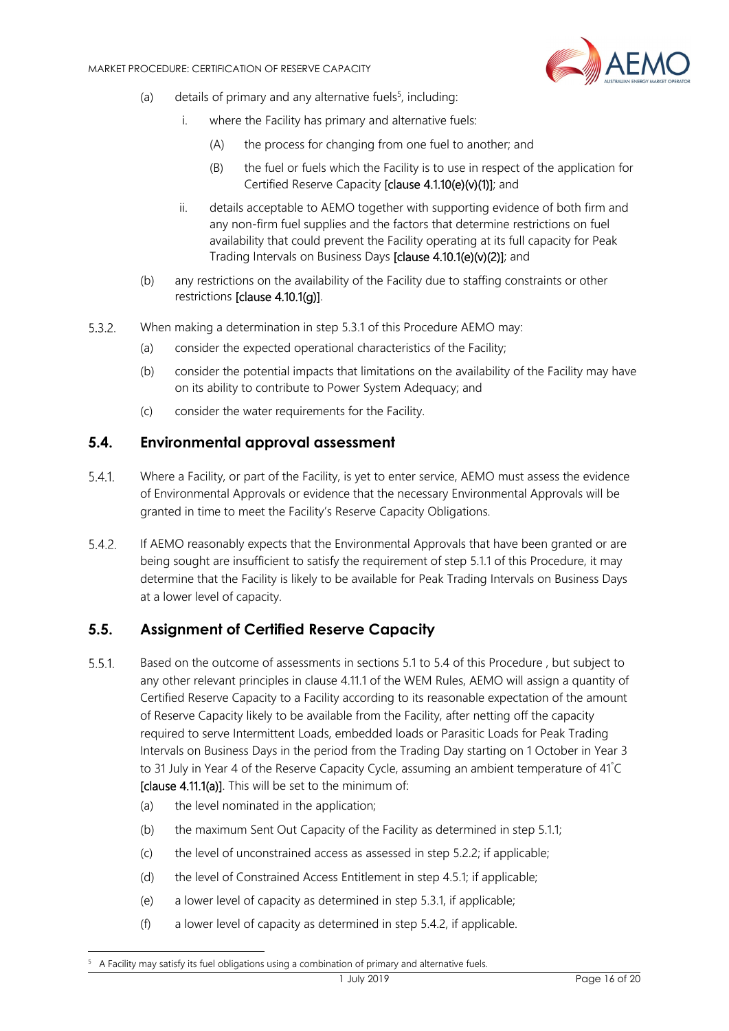(a) details of primary and any alternative fuels[5], including:

  i. where the Facility has primary and alternative fuels:

    (A) the process for changing from one fuel to another; and

    (B) the fuel or fuels which the Facility is to use in respect of the application for Certified Reserve Capacity [clause 4.1.10(e)(v)(1)]; and

  ii. details acceptable to AEMO together with supporting evidence of both firm and any non-firm fuel supplies and the factors that determine restrictions on fuel availability that could prevent the Facility operating at its full capacity for Peak Trading Intervals on Business Days [clause 4.10.1(e)(v)(2)]; and

(b) any restrictions on the availability of the Facility due to staffing constraints or other restrictions [clause 4.10.1(g)].

5.3.2. When making a determination in step 5.3.1 of this Procedure AEMO may:

(a) consider the expected operational characteristics of the Facility;

(b) consider the potential impacts that limitations on the availability of the Facility may have on its ability to contribute to Power System Adequacy; and

(c) consider the water requirements for the Facility.

## 5.4. Environmental approval assessment

5.4.1. Where a Facility, or part of the Facility, is yet to enter service, AEMO must assess the evidence of Environmental Approvals or evidence that the necessary Environmental Approvals will be granted in time to meet the Facility's Reserve Capacity Obligations.

5.4.2. If AEMO reasonably expects that the Environmental Approvals that have been granted or are being sought are insufficient to satisfy the requirement of step 5.1.1 of this Procedure, it may determine that the Facility is likely to be available for Peak Trading Intervals on Business Days at a lower level of capacity.

## 5.5. Assignment of Certified Reserve Capacity

5.5.1. Based on the outcome of assessments in sections 5.1 to 5.4 of this Procedure , but subject to any other relevant principles in clause 4.11.1 of the WEM Rules, AEMO will assign a quantity of Certified Reserve Capacity to a Facility according to its reasonable expectation of the amount of Reserve Capacity likely to be available from the Facility, after netting off the capacity required to serve Intermittent Loads, embedded loads or Parasitic Loads for Peak Trading Intervals on Business Days in the period from the Trading Day starting on 1 October in Year 3 to 31 July in Year 4 of the Reserve Capacity Cycle, assuming an ambient temperature of 41˚C [clause 4.11.1(a)]. This will be set to the minimum of:

(a) the level nominated in the application;

(b) the maximum Sent Out Capacity of the Facility as determined in step 5.1.1;

(c) the level of unconstrained access as assessed in step 5.2.2; if applicable;

(d) the level of Constrained Access Entitlement in step 4.5.1; if applicable;

(e) a lower level of capacity as determined in step 5.3.1, if applicable;

(f) a lower level of capacity as determined in step 5.4.2, if applicable.

[5] A Facility may satisfy its fuel obligations using a combination of primary and alternative fuels.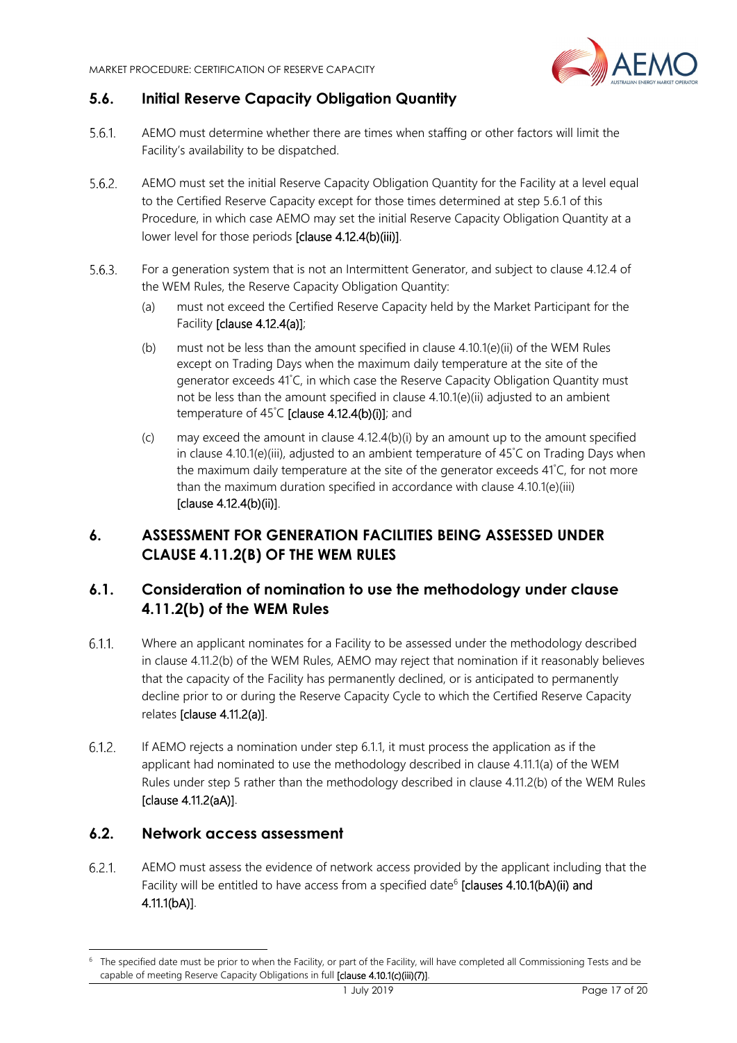## 5.6. Initial Reserve Capacity Obligation Quantity

5.6.1. AEMO must determine whether there are times when staffing or other factors will limit the Facility's availability to be dispatched.

5.6.2. AEMO must set the initial Reserve Capacity Obligation Quantity for the Facility at a level equal to the Certified Reserve Capacity except for those times determined at step 5.6.1 of this Procedure, in which case AEMO may set the initial Reserve Capacity Obligation Quantity at a lower level for those periods [clause 4.12.4(b)(iii)].

5.6.3. For a generation system that is not an Intermittent Generator, and subject to clause 4.12.4 of the WEM Rules, the Reserve Capacity Obligation Quantity:

(a) must not exceed the Certified Reserve Capacity held by the Market Participant for the Facility [clause 4.12.4(a)];

(b) must not be less than the amount specified in clause 4.10.1(e)(ii) of the WEM Rules except on Trading Days when the maximum daily temperature at the site of the generator exceeds 41˚C, in which case the Reserve Capacity Obligation Quantity must not be less than the amount specified in clause 4.10.1(e)(ii) adjusted to an ambient temperature of 45˚C [clause 4.12.4(b)(i)]; and

(c) may exceed the amount in clause 4.12.4(b)(i) by an amount up to the amount specified in clause 4.10.1(e)(iii), adjusted to an ambient temperature of 45˚C on Trading Days when the maximum daily temperature at the site of the generator exceeds 41˚C, for not more than the maximum duration specified in accordance with clause 4.10.1(e)(iii) [clause 4.12.4(b)(ii)].

# 6. ASSESSMENT FOR GENERATION FACILITIES BEING ASSESSED UNDER CLAUSE 4.11.2(B) OF THE WEM RULES

## 6.1. Consideration of nomination to use the methodology under clause 4.11.2(b) of the WEM Rules

6.1.1. Where an applicant nominates for a Facility to be assessed under the methodology described in clause 4.11.2(b) of the WEM Rules, AEMO may reject that nomination if it reasonably believes that the capacity of the Facility has permanently declined, or is anticipated to permanently decline prior to or during the Reserve Capacity Cycle to which the Certified Reserve Capacity relates [clause 4.11.2(a)].

6.1.2. If AEMO rejects a nomination under step 6.1.1, it must process the application as if the applicant had nominated to use the methodology described in clause 4.11.1(a) of the WEM Rules under step 5 rather than the methodology described in clause 4.11.2(b) of the WEM Rules [clause 4.11.2(aA)].

## 6.2. Network access assessment

6.2.1. AEMO must assess the evidence of network access provided by the applicant including that the Facility will be entitled to have access from a specified date[6] [clauses 4.10.1(bA)(ii) and 4.11.1(bA)].

[6] The specified date must be prior to when the Facility, or part of the Facility, will have completed all Commissioning Tests and be capable of meeting Reserve Capacity Obligations in full [clause 4.10.1(c)(iii)(7)].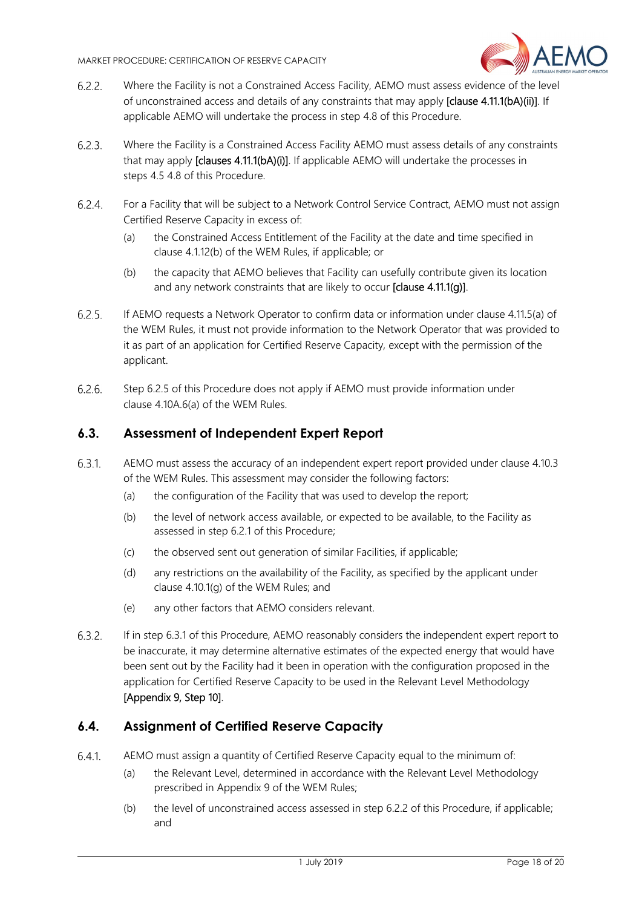6.2.2. Where the Facility is not a Constrained Access Facility, AEMO must assess evidence of the level of unconstrained access and details of any constraints that may apply **[clause 4.11.1(bA)(ii)]**. If applicable AEMO will undertake the process in step 4.8 of this Procedure.

6.2.3. Where the Facility is a Constrained Access Facility AEMO must assess details of any constraints that may apply **[clauses 4.11.1(bA)(i)]**. If applicable AEMO will undertake the processes in steps 4.5 4.8 of this Procedure.

6.2.4. For a Facility that will be subject to a Network Control Service Contract, AEMO must not assign Certified Reserve Capacity in excess of:

(a) the Constrained Access Entitlement of the Facility at the date and time specified in clause 4.1.12(b) of the WEM Rules, if applicable; or

(b) the capacity that AEMO believes that Facility can usefully contribute given its location and any network constraints that are likely to occur **[clause 4.11.1(g)]**.

6.2.5. If AEMO requests a Network Operator to confirm data or information under clause 4.11.5(a) of the WEM Rules, it must not provide information to the Network Operator that was provided to it as part of an application for Certified Reserve Capacity, except with the permission of the applicant.

6.2.6. Step 6.2.5 of this Procedure does not apply if AEMO must provide information under clause 4.10A.6(a) of the WEM Rules.

## 6.3. Assessment of Independent Expert Report

6.3.1. AEMO must assess the accuracy of an independent expert report provided under clause 4.10.3 of the WEM Rules. This assessment may consider the following factors:

(a) the configuration of the Facility that was used to develop the report;

(b) the level of network access available, or expected to be available, to the Facility as assessed in step 6.2.1 of this Procedure;

(c) the observed sent out generation of similar Facilities, if applicable;

(d) any restrictions on the availability of the Facility, as specified by the applicant under clause 4.10.1(g) of the WEM Rules; and

(e) any other factors that AEMO considers relevant.

6.3.2. If in step 6.3.1 of this Procedure, AEMO reasonably considers the independent expert report to be inaccurate, it may determine alternative estimates of the expected energy that would have been sent out by the Facility had it been in operation with the configuration proposed in the application for Certified Reserve Capacity to be used in the Relevant Level Methodology **[Appendix 9, Step 10]**.

## 6.4. Assignment of Certified Reserve Capacity

6.4.1. AEMO must assign a quantity of Certified Reserve Capacity equal to the minimum of:

(a) the Relevant Level, determined in accordance with the Relevant Level Methodology prescribed in Appendix 9 of the WEM Rules;

(b) the level of unconstrained access assessed in step 6.2.2 of this Procedure, if applicable; and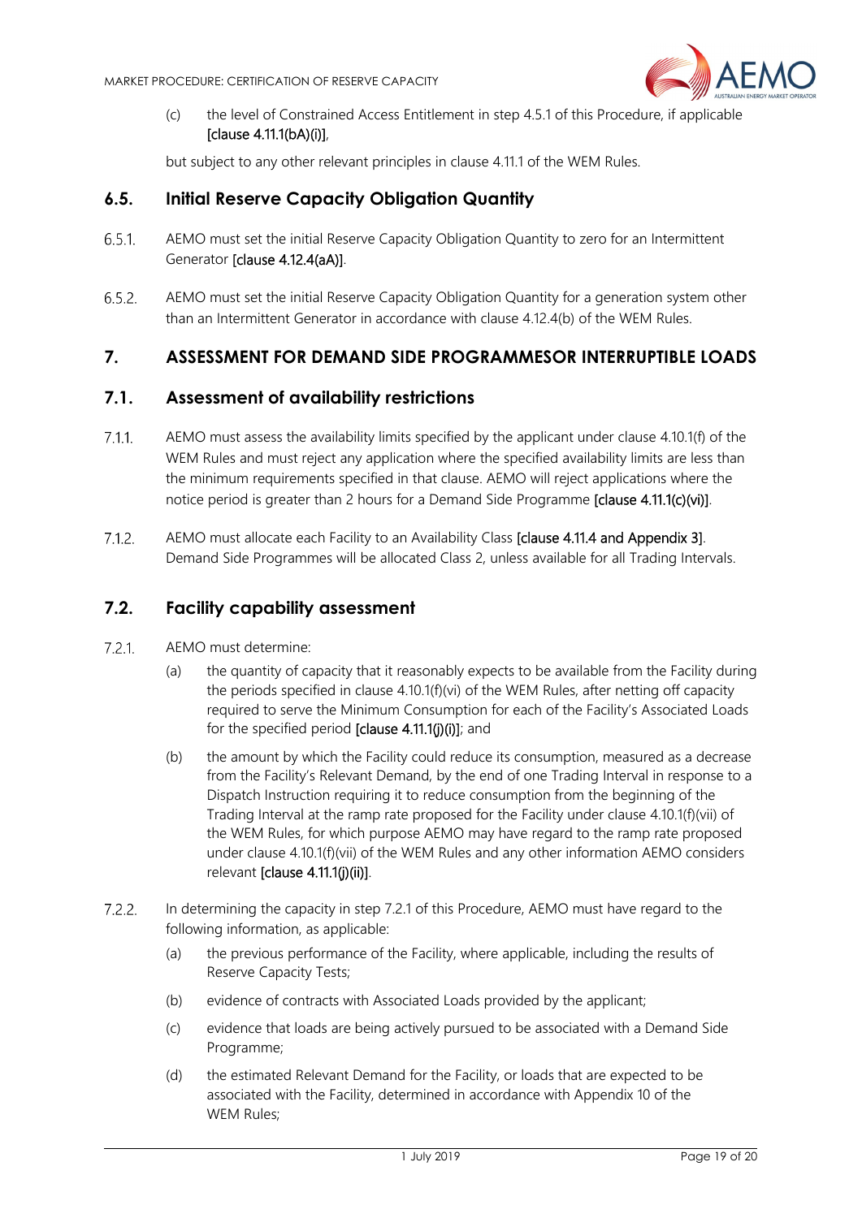(c) the level of Constrained Access Entitlement in step 4.5.1 of this Procedure, if applicable [clause 4.11.1(bA)(i)],

but subject to any other relevant principles in clause 4.11.1 of the WEM Rules.

## 6.5. Initial Reserve Capacity Obligation Quantity

6.5.1. AEMO must set the initial Reserve Capacity Obligation Quantity to zero for an Intermittent Generator [clause 4.12.4(aA)].

6.5.2. AEMO must set the initial Reserve Capacity Obligation Quantity for a generation system other than an Intermittent Generator in accordance with clause 4.12.4(b) of the WEM Rules.

# 7. ASSESSMENT FOR DEMAND SIDE PROGRAMMESOR INTERRUPTIBLE LOADS

## 7.1. Assessment of availability restrictions

7.1.1. AEMO must assess the availability limits specified by the applicant under clause 4.10.1(f) of the WEM Rules and must reject any application where the specified availability limits are less than the minimum requirements specified in that clause. AEMO will reject applications where the notice period is greater than 2 hours for a Demand Side Programme [clause 4.11.1(c)(vi)].

7.1.2. AEMO must allocate each Facility to an Availability Class [clause 4.11.4 and Appendix 3]. Demand Side Programmes will be allocated Class 2, unless available for all Trading Intervals.

## 7.2. Facility capability assessment

7.2.1. AEMO must determine:

(a) the quantity of capacity that it reasonably expects to be available from the Facility during the periods specified in clause 4.10.1(f)(vi) of the WEM Rules, after netting off capacity required to serve the Minimum Consumption for each of the Facility's Associated Loads for the specified period [clause 4.11.1(j)(i)]; and

(b) the amount by which the Facility could reduce its consumption, measured as a decrease from the Facility's Relevant Demand, by the end of one Trading Interval in response to a Dispatch Instruction requiring it to reduce consumption from the beginning of the Trading Interval at the ramp rate proposed for the Facility under clause 4.10.1(f)(vii) of the WEM Rules, for which purpose AEMO may have regard to the ramp rate proposed under clause 4.10.1(f)(vii) of the WEM Rules and any other information AEMO considers relevant [clause 4.11.1(j)(ii)].

7.2.2. In determining the capacity in step 7.2.1 of this Procedure, AEMO must have regard to the following information, as applicable:

(a) the previous performance of the Facility, where applicable, including the results of Reserve Capacity Tests;

(b) evidence of contracts with Associated Loads provided by the applicant;

(c) evidence that loads are being actively pursued to be associated with a Demand Side Programme;

(d) the estimated Relevant Demand for the Facility, or loads that are expected to be associated with the Facility, determined in accordance with Appendix 10 of the WEM Rules;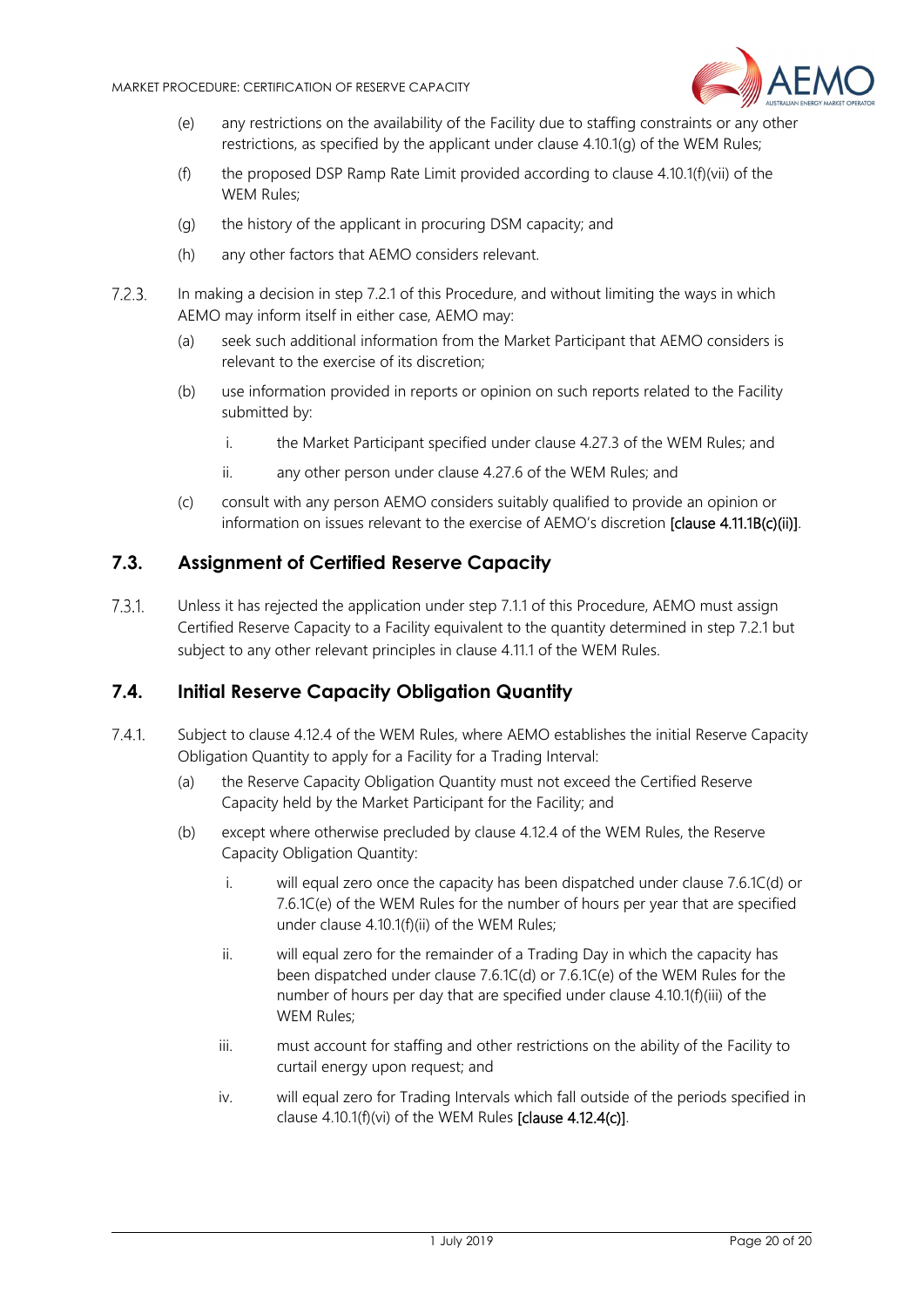(e) any restrictions on the availability of the Facility due to staffing constraints or any other restrictions, as specified by the applicant under clause 4.10.1(g) of the WEM Rules;

(f) the proposed DSP Ramp Rate Limit provided according to clause 4.10.1(f)(vii) of the WEM Rules;

(g) the history of the applicant in procuring DSM capacity; and

(h) any other factors that AEMO considers relevant.

7.2.3. In making a decision in step 7.2.1 of this Procedure, and without limiting the ways in which AEMO may inform itself in either case, AEMO may:

(a) seek such additional information from the Market Participant that AEMO considers is relevant to the exercise of its discretion;

(b) use information provided in reports or opinion on such reports related to the Facility submitted by:

i. the Market Participant specified under clause 4.27.3 of the WEM Rules; and

ii. any other person under clause 4.27.6 of the WEM Rules; and

(c) consult with any person AEMO considers suitably qualified to provide an opinion or information on issues relevant to the exercise of AEMO's discretion **[clause 4.11.1B(c)(ii)]**.

## 7.3. Assignment of Certified Reserve Capacity

7.3.1. Unless it has rejected the application under step 7.1.1 of this Procedure, AEMO must assign Certified Reserve Capacity to a Facility equivalent to the quantity determined in step 7.2.1 but subject to any other relevant principles in clause 4.11.1 of the WEM Rules.

## 7.4. Initial Reserve Capacity Obligation Quantity

7.4.1. Subject to clause 4.12.4 of the WEM Rules, where AEMO establishes the initial Reserve Capacity Obligation Quantity to apply for a Facility for a Trading Interval:

(a) the Reserve Capacity Obligation Quantity must not exceed the Certified Reserve Capacity held by the Market Participant for the Facility; and

(b) except where otherwise precluded by clause 4.12.4 of the WEM Rules, the Reserve Capacity Obligation Quantity:

i. will equal zero once the capacity has been dispatched under clause 7.6.1C(d) or 7.6.1C(e) of the WEM Rules for the number of hours per year that are specified under clause 4.10.1(f)(ii) of the WEM Rules;

ii. will equal zero for the remainder of a Trading Day in which the capacity has been dispatched under clause 7.6.1C(d) or 7.6.1C(e) of the WEM Rules for the number of hours per day that are specified under clause 4.10.1(f)(iii) of the WEM Rules;

iii. must account for staffing and other restrictions on the ability of the Facility to curtail energy upon request; and

iv. will equal zero for Trading Intervals which fall outside of the periods specified in clause 4.10.1(f)(vi) of the WEM Rules **[clause 4.12.4(c)]**.